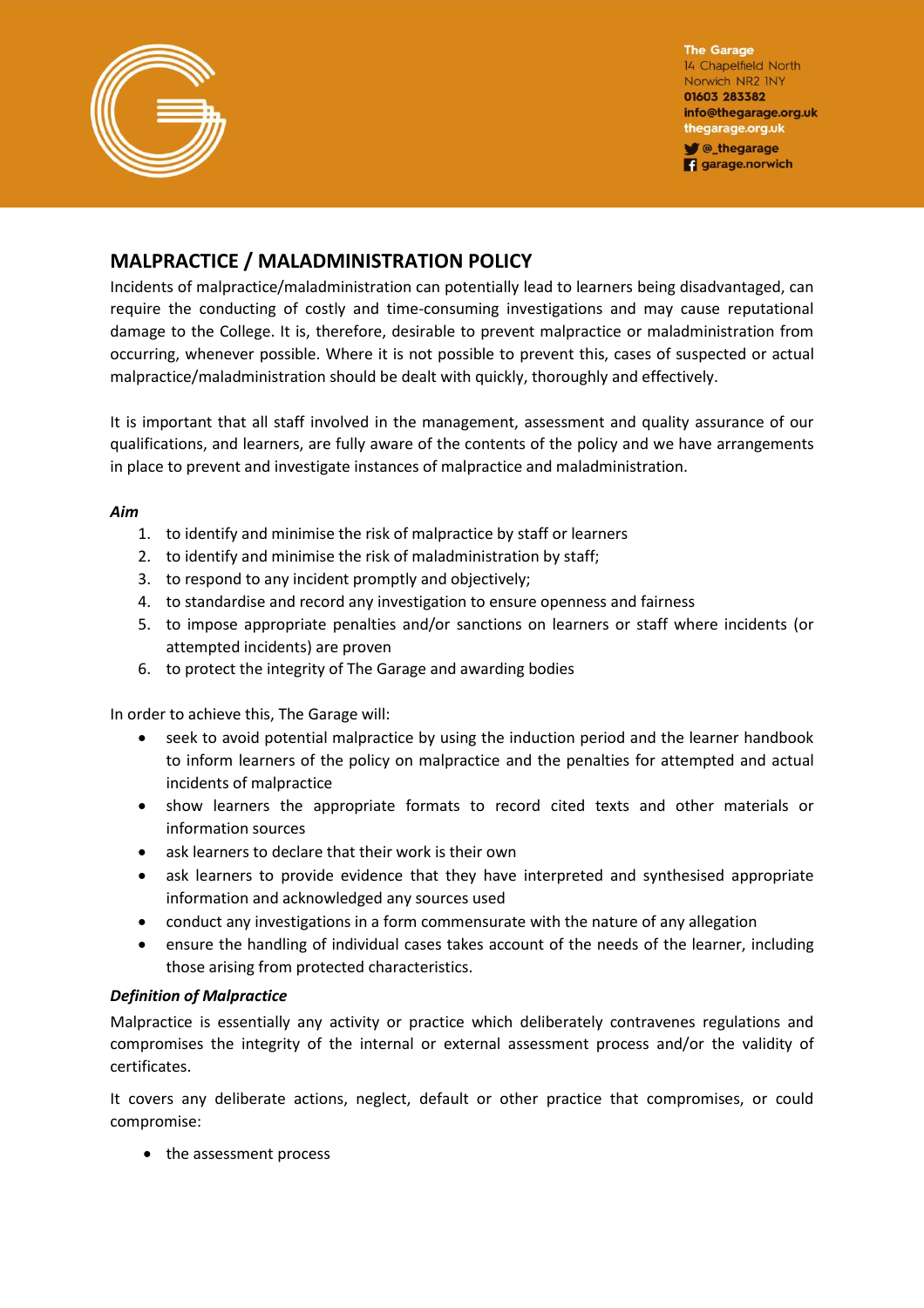The Garage
14 Chapelfield North
Norwich NR2 1NY
**01603 283382**
**info@thegarage.org.uk**
**thegarage.org.uk**
**@_thegarage**
**garage.norwich**

# MALPRACTICE / MALADMINISTRATION POLICY

Incidents of malpractice/maladministration can potentially lead to learners being disadvantaged, can require the conducting of costly and time-consuming investigations and may cause reputational damage to the College. It is, therefore, desirable to prevent malpractice or maladministration from occurring, whenever possible. Where it is not possible to prevent this, cases of suspected or actual malpractice/maladministration should be dealt with quickly, thoroughly and effectively.

It is important that all staff involved in the management, assessment and quality assurance of our qualifications, and learners, are fully aware of the contents of the policy and we have arrangements in place to prevent and investigate instances of malpractice and maladministration.

***Aim***

1. to identify and minimise the risk of malpractice by staff or learners
2. to identify and minimise the risk of maladministration by staff;
3. to respond to any incident promptly and objectively;
4. to standardise and record any investigation to ensure openness and fairness
5. to impose appropriate penalties and/or sanctions on learners or staff where incidents (or attempted incidents) are proven
6. to protect the integrity of The Garage and awarding bodies

In order to achieve this, The Garage will:

- seek to avoid potential malpractice by using the induction period and the learner handbook to inform learners of the policy on malpractice and the penalties for attempted and actual incidents of malpractice
- show learners the appropriate formats to record cited texts and other materials or information sources
- ask learners to declare that their work is their own
- ask learners to provide evidence that they have interpreted and synthesised appropriate information and acknowledged any sources used
- conduct any investigations in a form commensurate with the nature of any allegation
- ensure the handling of individual cases takes account of the needs of the learner, including those arising from protected characteristics.

***Definition of Malpractice***

Malpractice is essentially any activity or practice which deliberately contravenes regulations and compromises the integrity of the internal or external assessment process and/or the validity of certificates.

It covers any deliberate actions, neglect, default or other practice that compromises, or could compromise:

- the assessment process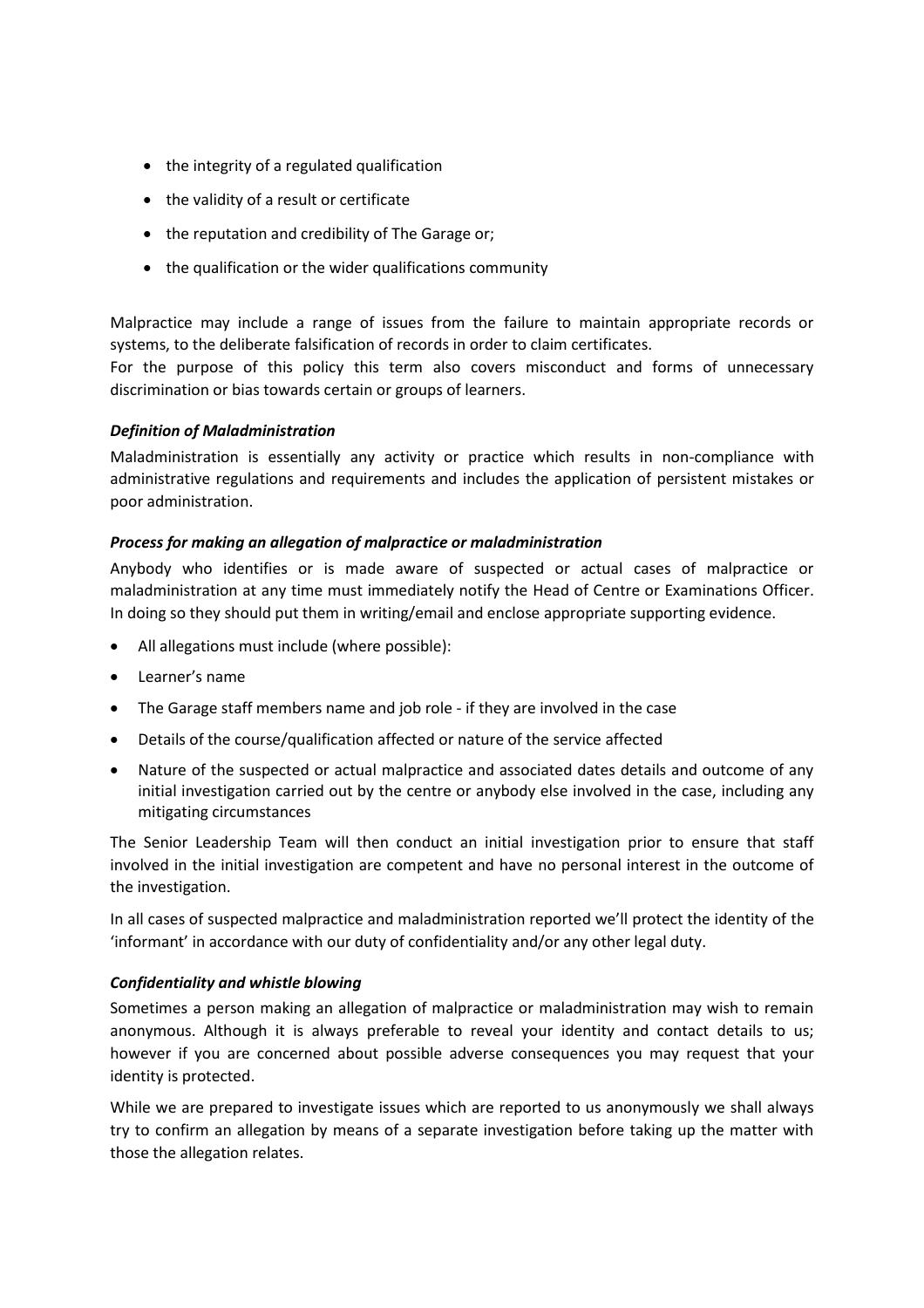- the integrity of a regulated qualification
- the validity of a result or certificate
- the reputation and credibility of The Garage or;
- the qualification or the wider qualifications community

Malpractice may include a range of issues from the failure to maintain appropriate records or systems, to the deliberate falsification of records in order to claim certificates.
For the purpose of this policy this term also covers misconduct and forms of unnecessary discrimination or bias towards certain or groups of learners.

***Definition of Maladministration***

Maladministration is essentially any activity or practice which results in non-compliance with administrative regulations and requirements and includes the application of persistent mistakes or poor administration.

***Process for making an allegation of malpractice or maladministration***

Anybody who identifies or is made aware of suspected or actual cases of malpractice or maladministration at any time must immediately notify the Head of Centre or Examinations Officer. In doing so they should put them in writing/email and enclose appropriate supporting evidence.

- All allegations must include (where possible):
- Learner's name
- The Garage staff members name and job role - if they are involved in the case
- Details of the course/qualification affected or nature of the service affected
- Nature of the suspected or actual malpractice and associated dates details and outcome of any initial investigation carried out by the centre or anybody else involved in the case, including any mitigating circumstances

The Senior Leadership Team will then conduct an initial investigation prior to ensure that staff involved in the initial investigation are competent and have no personal interest in the outcome of the investigation.

In all cases of suspected malpractice and maladministration reported we'll protect the identity of the 'informant' in accordance with our duty of confidentiality and/or any other legal duty.

***Confidentiality and whistle blowing***

Sometimes a person making an allegation of malpractice or maladministration may wish to remain anonymous. Although it is always preferable to reveal your identity and contact details to us; however if you are concerned about possible adverse consequences you may request that your identity is protected.

While we are prepared to investigate issues which are reported to us anonymously we shall always try to confirm an allegation by means of a separate investigation before taking up the matter with those the allegation relates.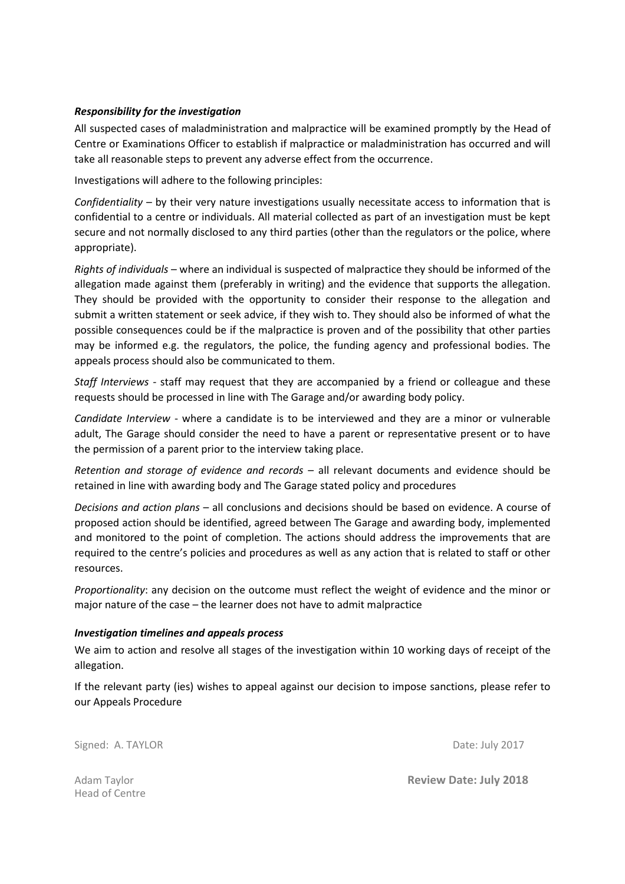***Responsibility for the investigation***

All suspected cases of maladministration and malpractice will be examined promptly by the Head of Centre or Examinations Officer to establish if malpractice or maladministration has occurred and will take all reasonable steps to prevent any adverse effect from the occurrence.

Investigations will adhere to the following principles:

*Confidentiality* – by their very nature investigations usually necessitate access to information that is confidential to a centre or individuals. All material collected as part of an investigation must be kept secure and not normally disclosed to any third parties (other than the regulators or the police, where appropriate).

*Rights of individuals* – where an individual is suspected of malpractice they should be informed of the allegation made against them (preferably in writing) and the evidence that supports the allegation. They should be provided with the opportunity to consider their response to the allegation and submit a written statement or seek advice, if they wish to. They should also be informed of what the possible consequences could be if the malpractice is proven and of the possibility that other parties may be informed e.g. the regulators, the police, the funding agency and professional bodies. The appeals process should also be communicated to them.

*Staff Interviews* - staff may request that they are accompanied by a friend or colleague and these requests should be processed in line with The Garage and/or awarding body policy.

*Candidate Interview* - where a candidate is to be interviewed and they are a minor or vulnerable adult, The Garage should consider the need to have a parent or representative present or to have the permission of a parent prior to the interview taking place.

*Retention and storage of evidence and records* – all relevant documents and evidence should be retained in line with awarding body and The Garage stated policy and procedures

*Decisions and action plans* – all conclusions and decisions should be based on evidence. A course of proposed action should be identified, agreed between The Garage and awarding body, implemented and monitored to the point of completion. The actions should address the improvements that are required to the centre's policies and procedures as well as any action that is related to staff or other resources.

*Proportionality*: any decision on the outcome must reflect the weight of evidence and the minor or major nature of the case – the learner does not have to admit malpractice

***Investigation timelines and appeals process***

We aim to action and resolve all stages of the investigation within 10 working days of receipt of the allegation.

If the relevant party (ies) wishes to appeal against our decision to impose sanctions, please refer to our Appeals Procedure

Signed: A. TAYLOR

Date: July 2017

Adam Taylor
Head of Centre

**Review Date: July 2018**